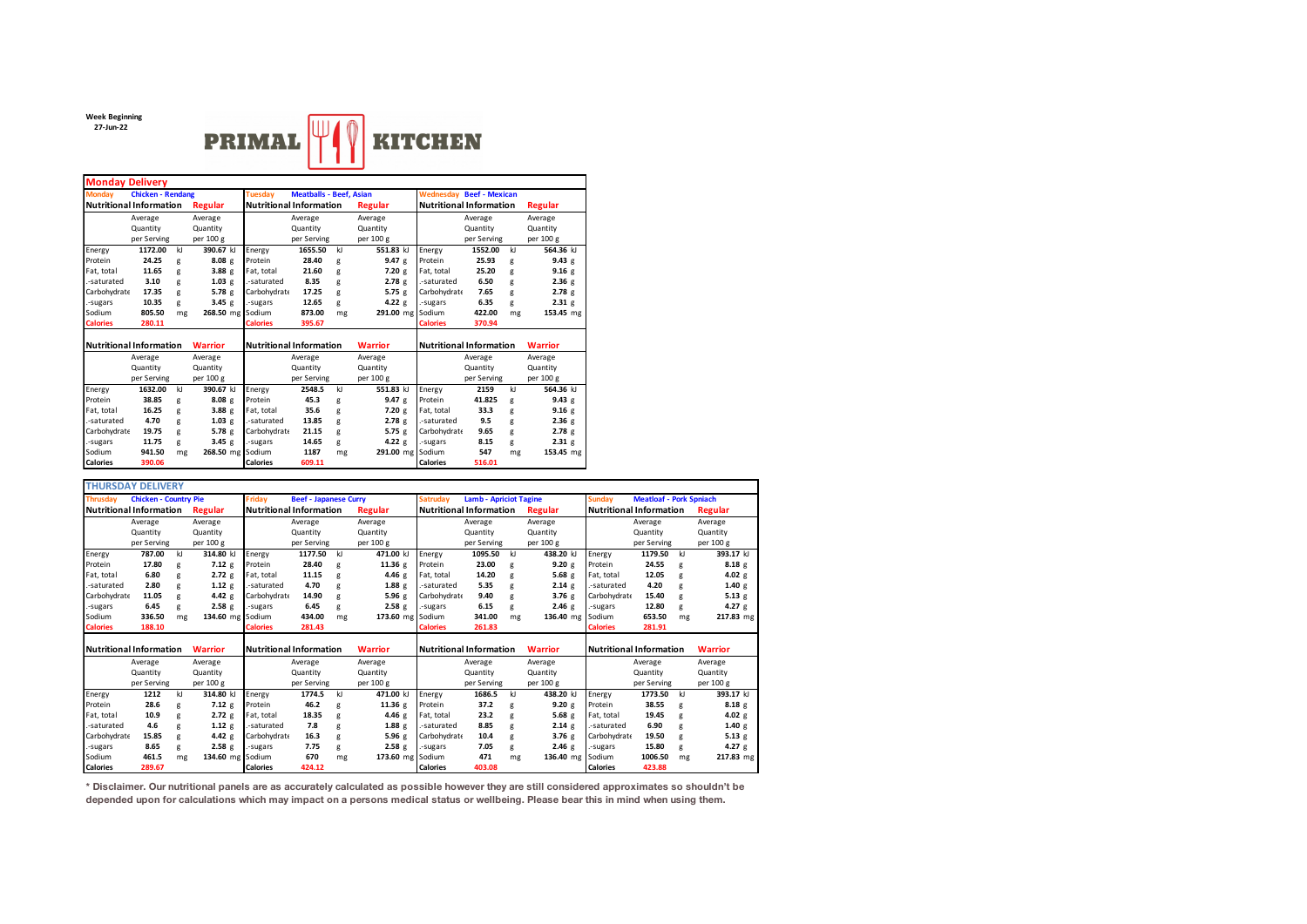Week Beginning
27-Jun-22

# PRIMAL KITCHEN

## Monday Delivery

### Monday — Chicken - Rendang

**Nutritional Information — Regular**

| | Average Quantity per Serving | | Average Quantity per 100 g | |
|---|---|---|---|---|
| Energy | 1172.00 | kJ | 390.67 | kJ |
| Protein | 24.25 | g | 8.08 | g |
| Fat, total | 11.65 | g | 3.88 | g |
| -saturated | 3.10 | g | 1.03 | g |
| Carbohydrate | 17.35 | g | 5.78 | g |
| -sugars | 10.35 | g | 3.45 | g |
| Sodium | 805.50 | mg | 268.50 | mg |
| Calories | 280.11 | | | |

**Nutritional Information — Warrior**

| | Average Quantity per Serving | | Average Quantity per 100 g | |
|---|---|---|---|---|
| Energy | 1632.00 | kJ | 390.67 | kJ |
| Protein | 38.85 | g | 8.08 | g |
| Fat, total | 16.25 | g | 3.88 | g |
| -saturated | 4.70 | g | 1.03 | g |
| Carbohydrate | 19.75 | g | 5.78 | g |
| -sugars | 11.75 | g | 3.45 | g |
| Sodium | 941.50 | mg | 268.50 | mg |
| Calories | 390.06 | | | |

### Tuesday — Meatballs - Beef, Asian

**Nutritional Information — Regular**

| | Average Quantity per Serving | | Average Quantity per 100 g | |
|---|---|---|---|---|
| Energy | 1655.50 | kJ | 551.83 | kJ |
| Protein | 28.40 | g | 9.47 | g |
| Fat, total | 21.60 | g | 7.20 | g |
| -saturated | 8.35 | g | 2.78 | g |
| Carbohydrate | 17.25 | g | 5.75 | g |
| -sugars | 12.65 | g | 4.22 | g |
| Sodium | 873.00 | mg | 291.00 | mg |
| Calories | 395.67 | | | |

**Nutritional Information — Warrior**

| | Average Quantity per Serving | | Average Quantity per 100 g | |
|---|---|---|---|---|
| Energy | 2548.5 | kJ | 551.83 | kJ |
| Protein | 45.3 | g | 9.47 | g |
| Fat, total | 35.6 | g | 7.20 | g |
| -saturated | 13.85 | g | 2.78 | g |
| Carbohydrate | 21.15 | g | 5.75 | g |
| -sugars | 14.65 | g | 4.22 | g |
| Sodium | 1187 | mg | 291.00 | mg |
| Calories | 609.11 | | | |

### Wednesday — Beef - Mexican

**Nutritional Information — Regular**

| | Average Quantity per Serving | | Average Quantity per 100 g | |
|---|---|---|---|---|
| Energy | 1552.00 | kJ | 564.36 | kJ |
| Protein | 25.93 | g | 9.43 | g |
| Fat, total | 25.20 | g | 9.16 | g |
| -saturated | 6.50 | g | 2.36 | g |
| Carbohydrate | 7.65 | g | 2.78 | g |
| -sugars | 6.35 | g | 2.31 | g |
| Sodium | 422.00 | mg | 153.45 | mg |
| Calories | 370.94 | | | |

**Nutritional Information — Warrior**

| | Average Quantity per Serving | | Average Quantity per 100 g | |
|---|---|---|---|---|
| Energy | 2159 | kJ | 564.36 | kJ |
| Protein | 41.825 | g | 9.43 | g |
| Fat, total | 33.3 | g | 9.16 | g |
| -saturated | 9.5 | g | 2.36 | g |
| Carbohydrate | 9.65 | g | 2.78 | g |
| -sugars | 8.15 | g | 2.31 | g |
| Sodium | 547 | mg | 153.45 | mg |
| Calories | 516.01 | | | |

## THURSDAY DELIVERY

### Thrusday — Chicken - Country Pie

**Nutritional Information — Regular**

| | Average Quantity per Serving | | Average Quantity per 100 g | |
|---|---|---|---|---|
| Energy | 787.00 | kJ | 314.80 | kJ |
| Protein | 17.80 | g | 7.12 | g |
| Fat, total | 6.80 | g | 2.72 | g |
| -saturated | 2.80 | g | 1.12 | g |
| Carbohydrate | 11.05 | g | 4.42 | g |
| -sugars | 6.45 | g | 2.58 | g |
| Sodium | 336.50 | mg | 134.60 | mg |
| Calories | 188.10 | | | |

**Nutritional Information — Warrior**

| | Average Quantity per Serving | | Average Quantity per 100 g | |
|---|---|---|---|---|
| Energy | 1212 | kJ | 314.80 | kJ |
| Protein | 28.6 | g | 7.12 | g |
| Fat, total | 10.9 | g | 2.72 | g |
| -saturated | 4.6 | g | 1.12 | g |
| Carbohydrate | 15.85 | g | 4.42 | g |
| -sugars | 8.65 | g | 2.58 | g |
| Sodium | 461.5 | mg | 134.60 | mg |
| Calories | 289.67 | | | |

### Friday — Beef - Japanese Curry

**Nutritional Information — Regular**

| | Average Quantity per Serving | | Average Quantity per 100 g | |
|---|---|---|---|---|
| Energy | 1177.50 | kJ | 471.00 | kJ |
| Protein | 28.40 | g | 11.36 | g |
| Fat, total | 11.15 | g | 4.46 | g |
| -saturated | 4.70 | g | 1.88 | g |
| Carbohydrate | 14.90 | g | 5.96 | g |
| -sugars | 6.45 | g | 2.58 | g |
| Sodium | 434.00 | mg | 173.60 | mg |
| Calories | 281.43 | | | |

**Nutritional Information — Warrior**

| | Average Quantity per Serving | | Average Quantity per 100 g | |
|---|---|---|---|---|
| Energy | 1774.5 | kJ | 471.00 | kJ |
| Protein | 46.2 | g | 11.36 | g |
| Fat, total | 18.35 | g | 4.46 | g |
| -saturated | 7.8 | g | 1.88 | g |
| Carbohydrate | 16.3 | g | 5.96 | g |
| -sugars | 7.75 | g | 2.58 | g |
| Sodium | 670 | mg | 173.60 | mg |
| Calories | 424.12 | | | |

### Satruday — Lamb - Apricot Tagine

**Nutritional Information — Regular**

| | Average Quantity per Serving | | Average Quantity per 100 g | |
|---|---|---|---|---|
| Energy | 1095.50 | kJ | 438.20 | kJ |
| Protein | 23.00 | g | 9.20 | g |
| Fat, total | 14.20 | g | 5.68 | g |
| -saturated | 5.35 | g | 2.14 | g |
| Carbohydrate | 9.40 | g | 3.76 | g |
| -sugars | 6.15 | g | 2.46 | g |
| Sodium | 341.00 | mg | 136.40 | mg |
| Calories | 261.83 | | | |

**Nutritional Information — Warrior**

| | Average Quantity per Serving | | Average Quantity per 100 g | |
|---|---|---|---|---|
| Energy | 1686.5 | kJ | 438.20 | kJ |
| Protein | 37.2 | g | 9.20 | g |
| Fat, total | 23.2 | g | 5.68 | g |
| -saturated | 8.85 | g | 2.14 | g |
| Carbohydrate | 10.4 | g | 3.76 | g |
| -sugars | 7.05 | g | 2.46 | g |
| Sodium | 471 | mg | 136.40 | mg |
| Calories | 403.08 | | | |

### Sunday — Meatloaf - Pork Spniach

**Nutritional Information — Regular**

| | Average Quantity per Serving | | Average Quantity per 100 g | |
|---|---|---|---|---|
| Energy | 1179.50 | kJ | 393.17 | kJ |
| Protein | 24.55 | g | 8.18 | g |
| Fat, total | 12.05 | g | 4.02 | g |
| -saturated | 4.20 | g | 1.40 | g |
| Carbohydrate | 15.40 | g | 5.13 | g |
| -sugars | 12.80 | g | 4.27 | g |
| Sodium | 653.50 | mg | 217.83 | mg |
| Calories | 281.91 | | | |

**Nutritional Information — Warrior**

| | Average Quantity per Serving | | Average Quantity per 100 g | |
|---|---|---|---|---|
| Energy | 1773.50 | kJ | 393.17 | kJ |
| Protein | 38.55 | g | 8.18 | g |
| Fat, total | 19.45 | g | 4.02 | g |
| -saturated | 6.90 | g | 1.40 | g |
| Carbohydrate | 19.50 | g | 5.13 | g |
| -sugars | 15.80 | g | 4.27 | g |
| Sodium | 1006.50 | mg | 217.83 | mg |
| Calories | 423.88 | | | |

**\* Disclaimer. Our nutritional panels are as accurately calculated as possible however they are still considered approximates so shouldn't be depended upon for calculations which may impact on a persons medical status or wellbeing. Please bear this in mind when using them.**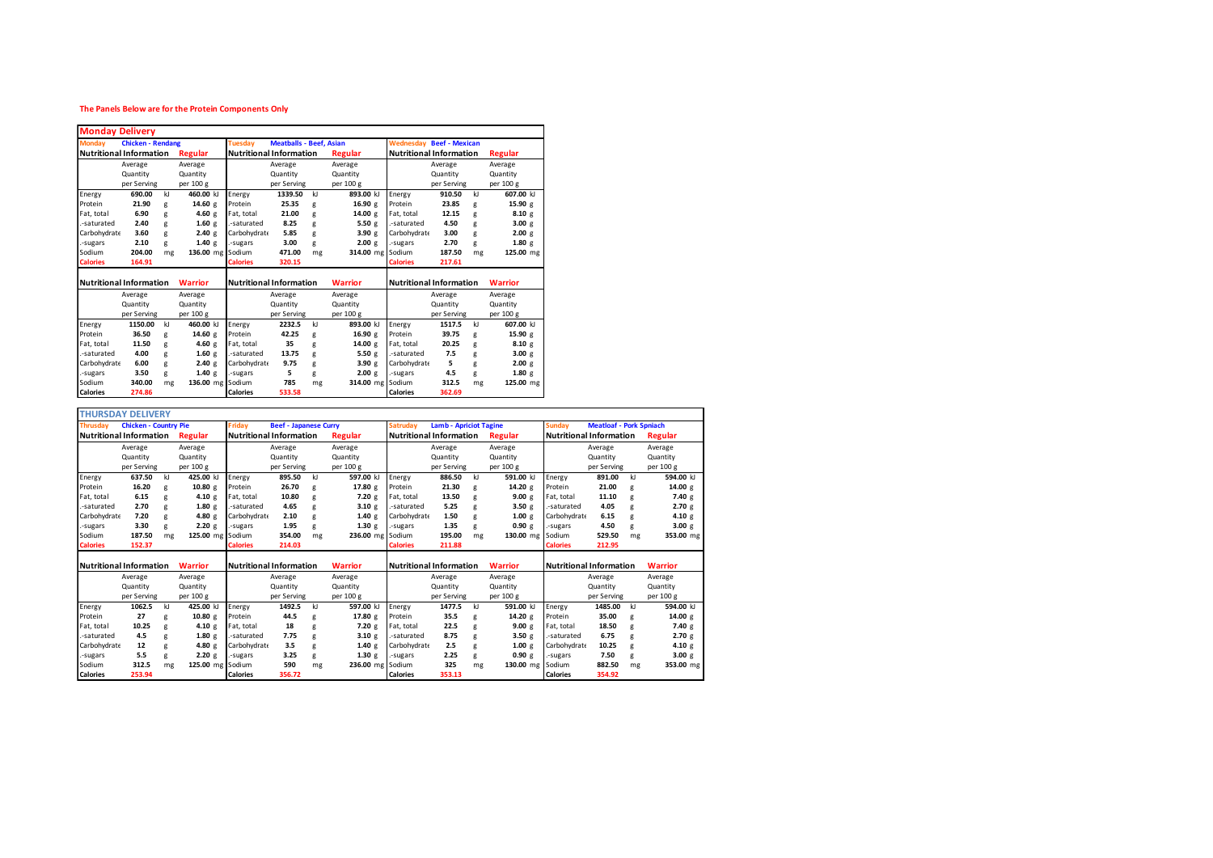**The Panels Below are for the Protein Components Only**

## Monday Delivery

**Monday** — Chicken - Rendang

| Nutritional Information | Regular: Average Quantity per Serving | | Average Quantity per 100 g | |
|---|---|---|---|---|
| Energy | 690.00 | kJ | 460.00 | kJ |
| Protein | 21.90 | g | 14.60 | g |
| Fat, total | 6.90 | g | 4.60 | g |
| -saturated | 2.40 | g | 1.60 | g |
| Carbohydrate | 3.60 | g | 2.40 | g |
| -sugars | 2.10 | g | 1.40 | g |
| Sodium | 204.00 | mg | 136.00 | mg |
| Calories | 164.91 | | | |

| Nutritional Information | Warrior: Average Quantity per Serving | | Average Quantity per 100 g | |
|---|---|---|---|---|
| Energy | 1150.00 | kJ | 460.00 | kJ |
| Protein | 36.50 | g | 14.60 | g |
| Fat, total | 11.50 | g | 4.60 | g |
| -saturated | 4.00 | g | 1.60 | g |
| Carbohydrate | 6.00 | g | 2.40 | g |
| -sugars | 3.50 | g | 1.40 | g |
| Sodium | 340.00 | mg | 136.00 | mg |
| Calories | 274.86 | | | |

**Tuesday** — Meatballs - Beef, Asian

| Nutritional Information | Regular: Average Quantity per Serving | | Average Quantity per 100 g | |
|---|---|---|---|---|
| Energy | 1339.50 | kJ | 893.00 | kJ |
| Protein | 25.35 | g | 16.90 | g |
| Fat, total | 21.00 | g | 14.00 | g |
| -saturated | 8.25 | g | 5.50 | g |
| Carbohydrate | 5.85 | g | 3.90 | g |
| -sugars | 3.00 | g | 2.00 | g |
| Sodium | 471.00 | mg | 314.00 | mg |
| Calories | 320.15 | | | |

| Nutritional Information | Warrior: Average Quantity per Serving | | Average Quantity per 100 g | |
|---|---|---|---|---|
| Energy | 2232.5 | kJ | 893.00 | kJ |
| Protein | 42.25 | g | 16.90 | g |
| Fat, total | 35 | g | 14.00 | g |
| -saturated | 13.75 | g | 5.50 | g |
| Carbohydrate | 9.75 | g | 3.90 | g |
| -sugars | 5 | g | 2.00 | g |
| Sodium | 785 | mg | 314.00 | mg |
| Calories | 533.58 | | | |

**Wednesday** — Beef - Mexican

| Nutritional Information | Regular: Average Quantity per Serving | | Average Quantity per 100 g | |
|---|---|---|---|---|
| Energy | 910.50 | kJ | 607.00 | kJ |
| Protein | 23.85 | g | 15.90 | g |
| Fat, total | 12.15 | g | 8.10 | g |
| -saturated | 4.50 | g | 3.00 | g |
| Carbohydrate | 3.00 | g | 2.00 | g |
| -sugars | 2.70 | g | 1.80 | g |
| Sodium | 187.50 | mg | 125.00 | mg |
| Calories | 217.61 | | | |

| Nutritional Information | Warrior: Average Quantity per Serving | | Average Quantity per 100 g | |
|---|---|---|---|---|
| Energy | 1517.5 | kJ | 607.00 | kJ |
| Protein | 39.75 | g | 15.90 | g |
| Fat, total | 20.25 | g | 8.10 | g |
| -saturated | 7.5 | g | 3.00 | g |
| Carbohydrate | 5 | g | 2.00 | g |
| -sugars | 4.5 | g | 1.80 | g |
| Sodium | 312.5 | mg | 125.00 | mg |
| Calories | 362.69 | | | |

## THURSDAY DELIVERY

**Thrusday** — Chicken - Country Pie

| Nutritional Information | Regular: Average Quantity per Serving | | Average Quantity per 100 g | |
|---|---|---|---|---|
| Energy | 637.50 | kJ | 425.00 | kJ |
| Protein | 16.20 | g | 10.80 | g |
| Fat, total | 6.15 | g | 4.10 | g |
| -saturated | 2.70 | g | 1.80 | g |
| Carbohydrate | 7.20 | g | 4.80 | g |
| -sugars | 3.30 | g | 2.20 | g |
| Sodium | 187.50 | mg | 125.00 | mg |
| Calories | 152.37 | | | |

| Nutritional Information | Warrior: Average Quantity per Serving | | Average Quantity per 100 g | |
|---|---|---|---|---|
| Energy | 1062.5 | kJ | 425.00 | kJ |
| Protein | 27 | g | 10.80 | g |
| Fat, total | 10.25 | g | 4.10 | g |
| -saturated | 4.5 | g | 1.80 | g |
| Carbohydrate | 12 | g | 4.80 | g |
| -sugars | 5.5 | g | 2.20 | g |
| Sodium | 312.5 | mg | 125.00 | mg |
| Calories | 253.94 | | | |

**Friday** — Beef - Japanese Curry

| Nutritional Information | Regular: Average Quantity per Serving | | Average Quantity per 100 g | |
|---|---|---|---|---|
| Energy | 895.50 | kJ | 597.00 | kJ |
| Protein | 26.70 | g | 17.80 | g |
| Fat, total | 10.80 | g | 7.20 | g |
| -saturated | 4.65 | g | 3.10 | g |
| Carbohydrate | 2.10 | g | 1.40 | g |
| -sugars | 1.95 | g | 1.30 | g |
| Sodium | 354.00 | mg | 236.00 | mg |
| Calories | 214.03 | | | |

| Nutritional Information | Warrior: Average Quantity per Serving | | Average Quantity per 100 g | |
|---|---|---|---|---|
| Energy | 1492.5 | kJ | 597.00 | kJ |
| Protein | 44.5 | g | 17.80 | g |
| Fat, total | 18 | g | 7.20 | g |
| -saturated | 7.75 | g | 3.10 | g |
| Carbohydrate | 3.5 | g | 1.40 | g |
| -sugars | 3.25 | g | 1.30 | g |
| Sodium | 590 | mg | 236.00 | mg |
| Calories | 356.72 | | | |

**Satruday** — Lamb - Apriciot Tagine

| Nutritional Information | Regular: Average Quantity per Serving | | Average Quantity per 100 g | |
|---|---|---|---|---|
| Energy | 886.50 | kJ | 591.00 | kJ |
| Protein | 21.30 | g | 14.20 | g |
| Fat, total | 13.50 | g | 9.00 | g |
| -saturated | 5.25 | g | 3.50 | g |
| Carbohydrate | 1.50 | g | 1.00 | g |
| -sugars | 1.35 | g | 0.90 | g |
| Sodium | 195.00 | mg | 130.00 | mg |
| Calories | 211.88 | | | |

| Nutritional Information | Warrior: Average Quantity per Serving | | Average Quantity per 100 g | |
|---|---|---|---|---|
| Energy | 1477.5 | kJ | 591.00 | kJ |
| Protein | 35.5 | g | 14.20 | g |
| Fat, total | 22.5 | g | 9.00 | g |
| -saturated | 8.75 | g | 3.50 | g |
| Carbohydrate | 2.5 | g | 1.00 | g |
| -sugars | 2.25 | g | 0.90 | g |
| Sodium | 325 | mg | 130.00 | mg |
| Calories | 353.13 | | | |

**Sunday** — Meatloaf - Pork Spniach

| Nutritional Information | Regular: Average Quantity per Serving | | Average Quantity per 100 g | |
|---|---|---|---|---|
| Energy | 891.00 | kJ | 594.00 | kJ |
| Protein | 21.00 | g | 14.00 | g |
| Fat, total | 11.10 | g | 7.40 | g |
| -saturated | 4.05 | g | 2.70 | g |
| Carbohydrate | 6.15 | g | 4.10 | g |
| -sugars | 4.50 | g | 3.00 | g |
| Sodium | 529.50 | mg | 353.00 | mg |
| Calories | 212.95 | | | |

| Nutritional Information | Warrior: Average Quantity per Serving | | Average Quantity per 100 g | |
|---|---|---|---|---|
| Energy | 1485.00 | kJ | 594.00 | kJ |
| Protein | 35.00 | g | 14.00 | g |
| Fat, total | 18.50 | g | 7.40 | g |
| -saturated | 6.75 | g | 2.70 | g |
| Carbohydrate | 10.25 | g | 4.10 | g |
| -sugars | 7.50 | g | 3.00 | g |
| Sodium | 882.50 | mg | 353.00 | mg |
| Calories | 354.92 | | | |